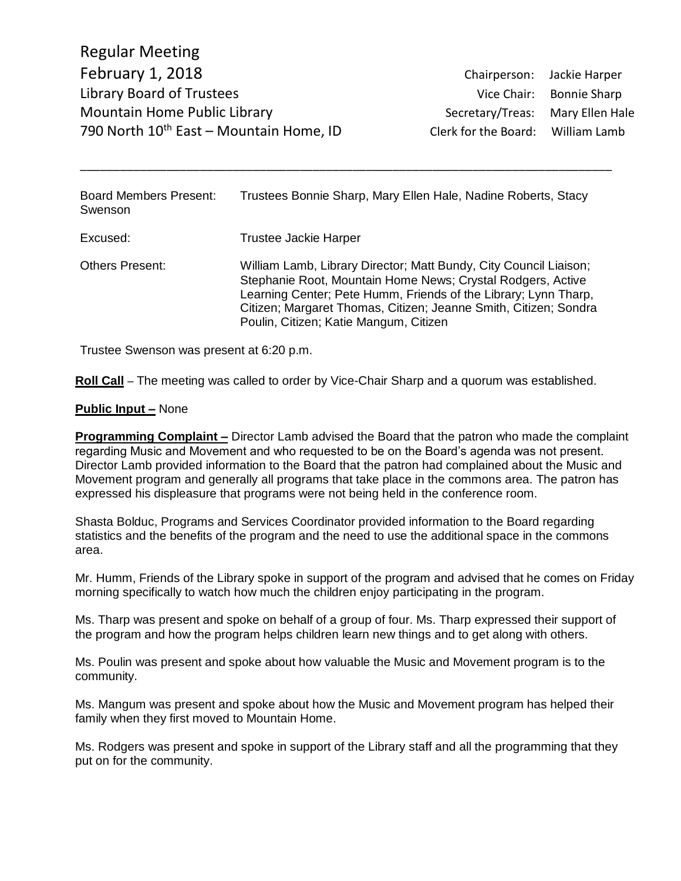Regular Meeting
February 1, 2018
Library Board of Trustees
Mountain Home Public Library
790 North 10th East – Mountain Home, ID

Chairperson: Jackie Harper
Vice Chair: Bonnie Sharp
Secretary/Treas: Mary Ellen Hale
Clerk for the Board: William Lamb

---

| | |
|---|---|
| Board Members Present: | Trustees Bonnie Sharp, Mary Ellen Hale, Nadine Roberts, Stacy Swenson |
| Excused: | Trustee Jackie Harper |
| Others Present: | William Lamb, Library Director; Matt Bundy, City Council Liaison; Stephanie Root, Mountain Home News; Crystal Rodgers, Active Learning Center; Pete Humm, Friends of the Library; Lynn Tharp, Citizen; Margaret Thomas, Citizen; Jeanne Smith, Citizen; Sondra Poulin, Citizen; Katie Mangum, Citizen |

Trustee Swenson was present at 6:20 p.m.

**Roll Call** – The meeting was called to order by Vice-Chair Sharp and a quorum was established.

**Public Input –** None

**Programming Complaint –** Director Lamb advised the Board that the patron who made the complaint regarding Music and Movement and who requested to be on the Board's agenda was not present. Director Lamb provided information to the Board that the patron had complained about the Music and Movement program and generally all programs that take place in the commons area. The patron has expressed his displeasure that programs were not being held in the conference room.

Shasta Bolduc, Programs and Services Coordinator provided information to the Board regarding statistics and the benefits of the program and the need to use the additional space in the commons area.

Mr. Humm, Friends of the Library spoke in support of the program and advised that he comes on Friday morning specifically to watch how much the children enjoy participating in the program.

Ms. Tharp was present and spoke on behalf of a group of four. Ms. Tharp expressed their support of the program and how the program helps children learn new things and to get along with others.

Ms. Poulin was present and spoke about how valuable the Music and Movement program is to the community.

Ms. Mangum was present and spoke about how the Music and Movement program has helped their family when they first moved to Mountain Home.

Ms. Rodgers was present and spoke in support of the Library staff and all the programming that they put on for the community.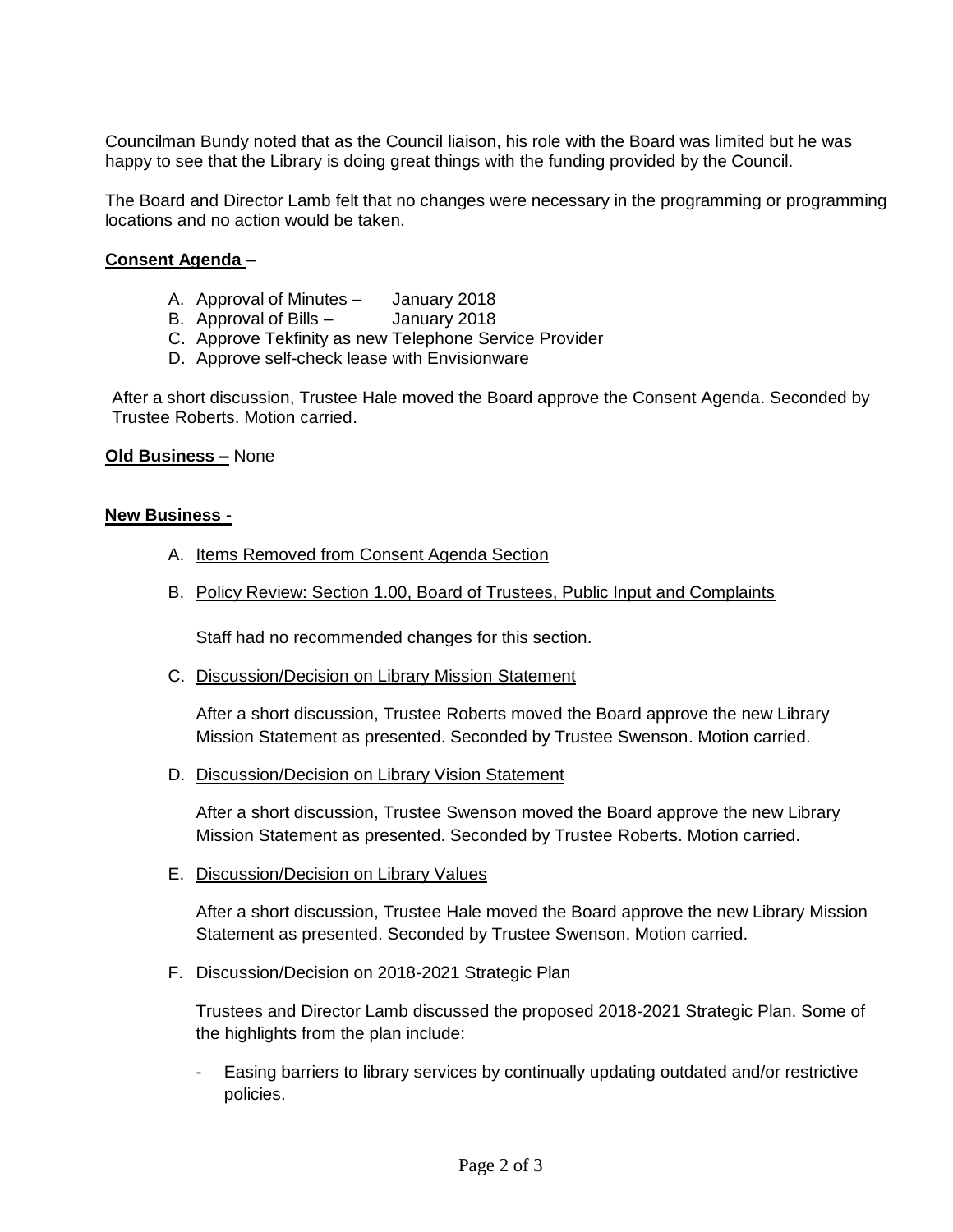Councilman Bundy noted that as the Council liaison, his role with the Board was limited but he was happy to see that the Library is doing great things with the funding provided by the Council.

The Board and Director Lamb felt that no changes were necessary in the programming or programming locations and no action would be taken.

**Consent Agenda** –

A. Approval of Minutes – January 2018
B. Approval of Bills – January 2018
C. Approve Tekfinity as new Telephone Service Provider
D. Approve self-check lease with Envisionware

After a short discussion, Trustee Hale moved the Board approve the Consent Agenda. Seconded by Trustee Roberts. Motion carried.

**Old Business –** None

**New Business -**

A. Items Removed from Consent Agenda Section

B. Policy Review: Section 1.00, Board of Trustees, Public Input and Complaints

   Staff had no recommended changes for this section.

C. Discussion/Decision on Library Mission Statement

   After a short discussion, Trustee Roberts moved the Board approve the new Library Mission Statement as presented. Seconded by Trustee Swenson. Motion carried.

D. Discussion/Decision on Library Vision Statement

   After a short discussion, Trustee Swenson moved the Board approve the new Library Mission Statement as presented. Seconded by Trustee Roberts. Motion carried.

E. Discussion/Decision on Library Values

   After a short discussion, Trustee Hale moved the Board approve the new Library Mission Statement as presented. Seconded by Trustee Swenson. Motion carried.

F. Discussion/Decision on 2018-2021 Strategic Plan

   Trustees and Director Lamb discussed the proposed 2018-2021 Strategic Plan. Some of the highlights from the plan include:

   - Easing barriers to library services by continually updating outdated and/or restrictive policies.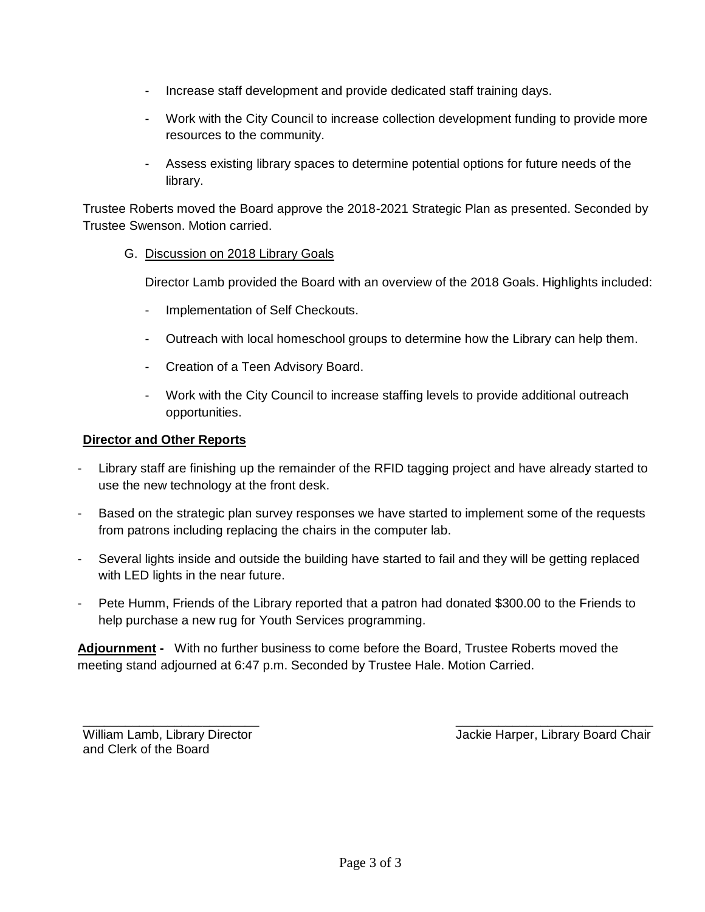- Increase staff development and provide dedicated staff training days.
- Work with the City Council to increase collection development funding to provide more resources to the community.
- Assess existing library spaces to determine potential options for future needs of the library.

Trustee Roberts moved the Board approve the 2018-2021 Strategic Plan as presented. Seconded by Trustee Swenson. Motion carried.

G. Discussion on 2018 Library Goals

Director Lamb provided the Board with an overview of the 2018 Goals. Highlights included:

- Implementation of Self Checkouts.
- Outreach with local homeschool groups to determine how the Library can help them.
- Creation of a Teen Advisory Board.
- Work with the City Council to increase staffing levels to provide additional outreach opportunities.

**Director and Other Reports**

- Library staff are finishing up the remainder of the RFID tagging project and have already started to use the new technology at the front desk.
- Based on the strategic plan survey responses we have started to implement some of the requests from patrons including replacing the chairs in the computer lab.
- Several lights inside and outside the building have started to fail and they will be getting replaced with LED lights in the near future.
- Pete Humm, Friends of the Library reported that a patron had donated $300.00 to the Friends to help purchase a new rug for Youth Services programming.

**Adjournment -** With no further business to come before the Board, Trustee Roberts moved the meeting stand adjourned at 6:47 p.m. Seconded by Trustee Hale. Motion Carried.

\_\_\_\_\_\_\_\_\_\_\_\_\_\_\_\_\_\_\_\_\_\_\_\_\_\_
William Lamb, Library Director
and Clerk of the Board

\_\_\_\_\_\_\_\_\_\_\_\_\_\_\_\_\_\_\_\_\_\_\_\_\_\_
Jackie Harper, Library Board Chair